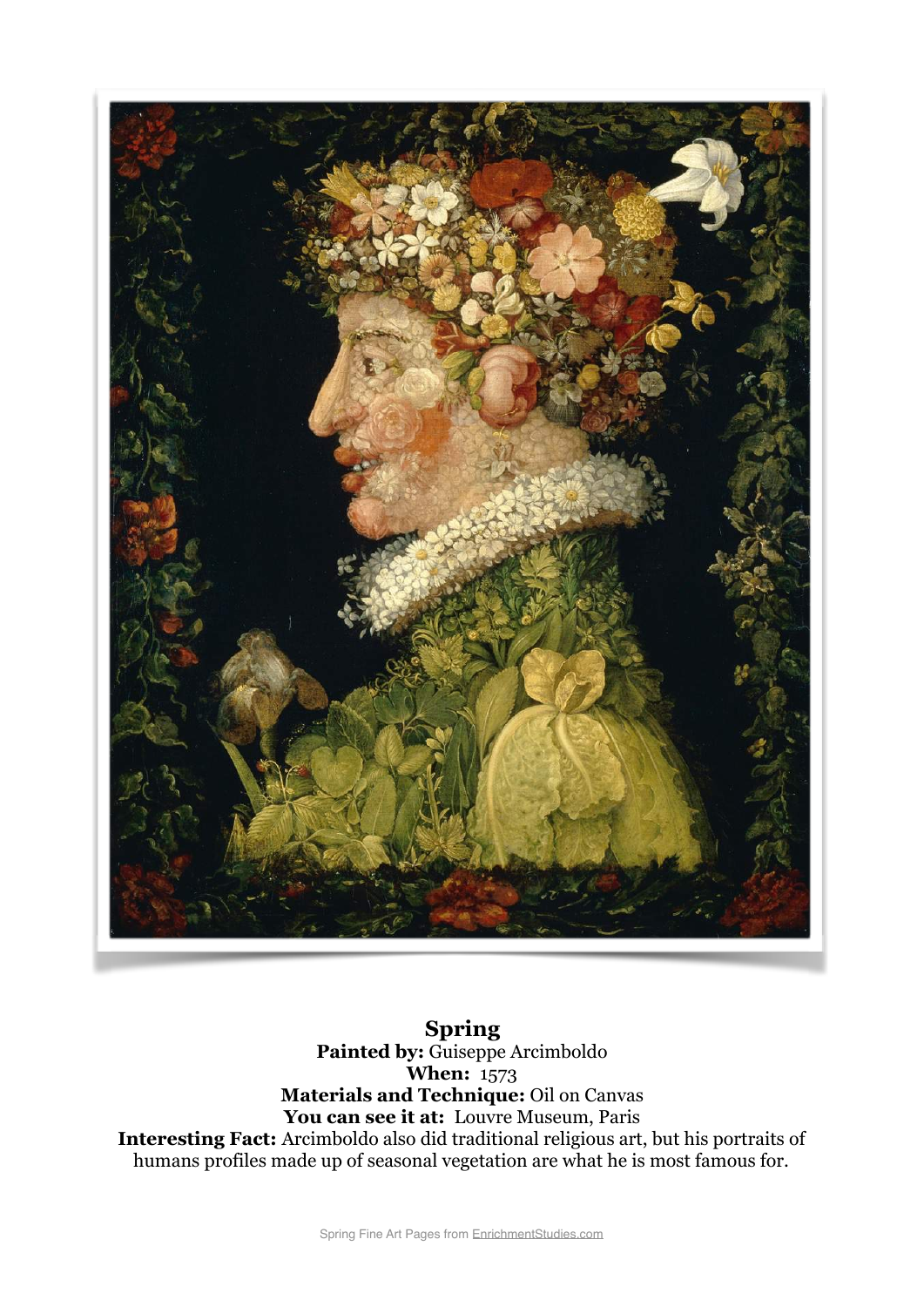**Spring**
**Painted by:** Guiseppe Arcimboldo
**When:** 1573
**Materials and Technique:** Oil on Canvas
**You can see it at:** Louvre Museum, Paris
**Interesting Fact:** Arcimboldo also did traditional religious art, but his portraits of humans profiles made up of seasonal vegetation are what he is most famous for.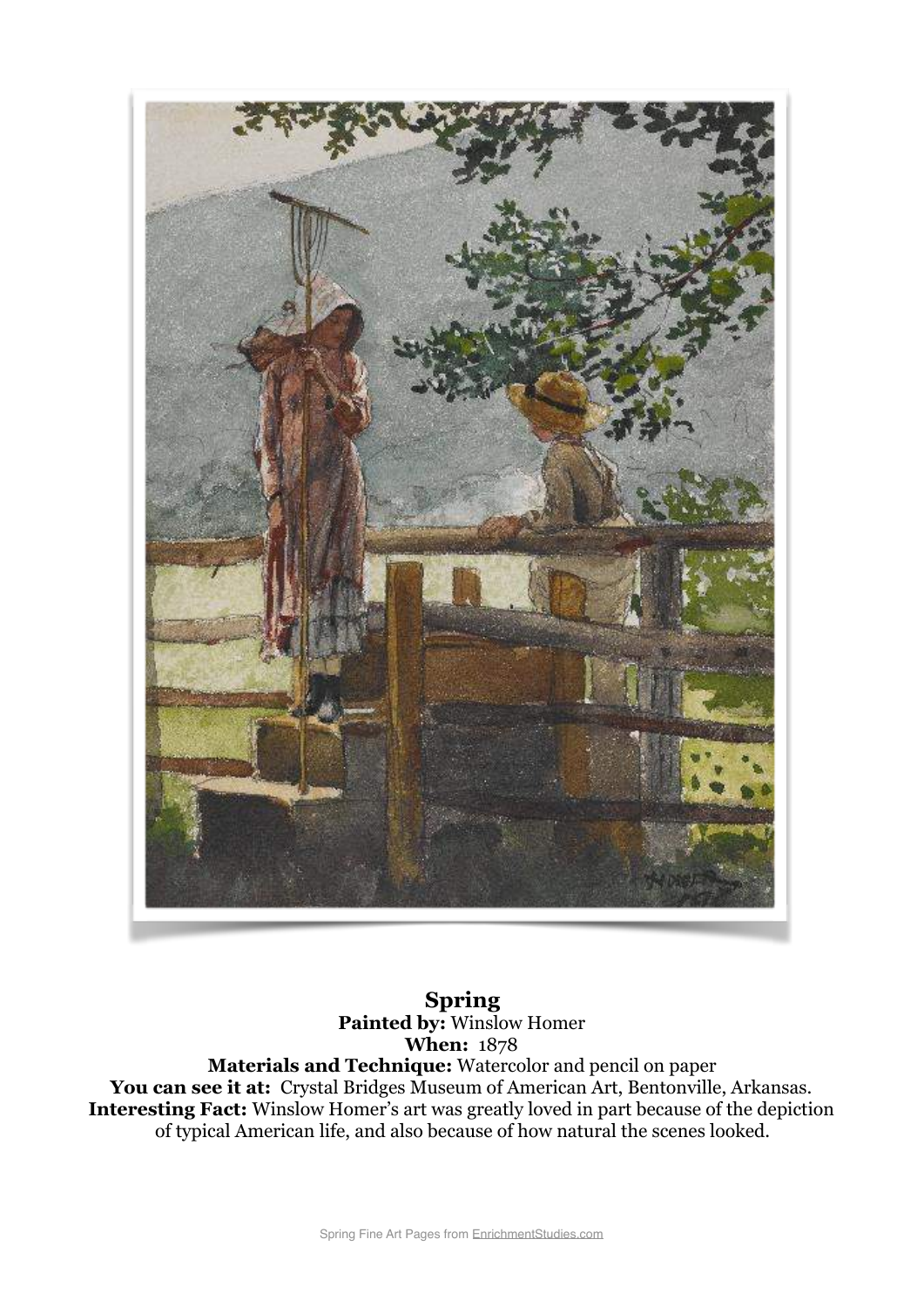**Spring**
**Painted by:** Winslow Homer
**When:** 1878
**Materials and Technique:** Watercolor and pencil on paper
**You can see it at:** Crystal Bridges Museum of American Art, Bentonville, Arkansas.
**Interesting Fact:** Winslow Homer's art was greatly loved in part because of the depiction of typical American life, and also because of how natural the scenes looked.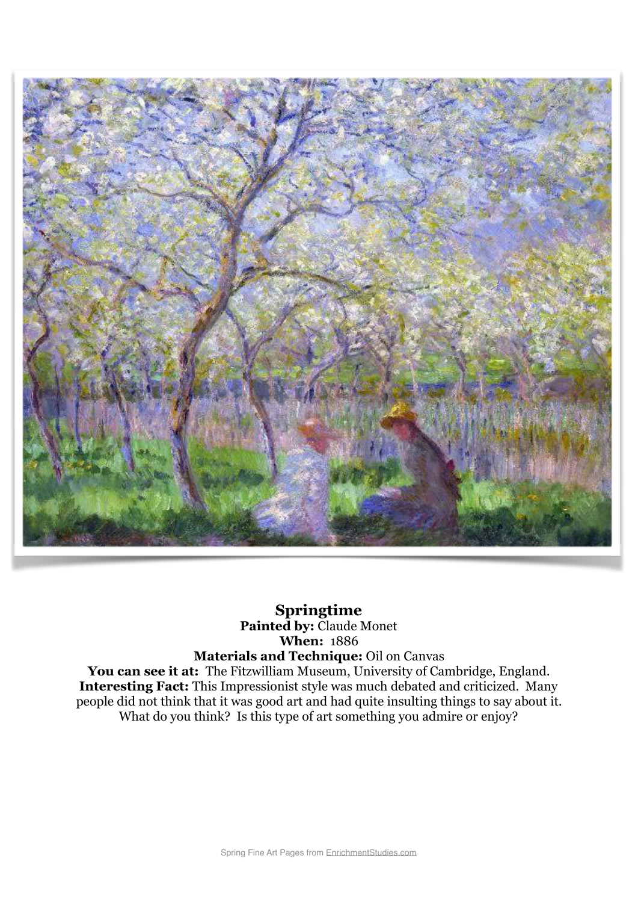**Springtime**
**Painted by:** Claude Monet
**When:** 1886
**Materials and Technique:** Oil on Canvas
**You can see it at:** The Fitzwilliam Museum, University of Cambridge, England.
**Interesting Fact:** This Impressionist style was much debated and criticized. Many people did not think that it was good art and had quite insulting things to say about it. What do you think? Is this type of art something you admire or enjoy?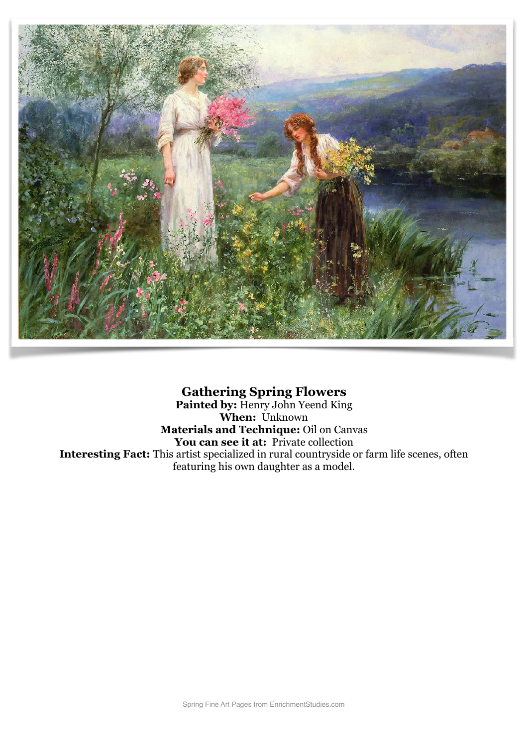**Gathering Spring Flowers**
**Painted by:** Henry John Yeend King
**When:** Unknown
**Materials and Technique:** Oil on Canvas
**You can see it at:** Private collection
**Interesting Fact:** This artist specialized in rural countryside or farm life scenes, often featuring his own daughter as a model.

Spring Fine Art Pages from EnrichmentStudies.com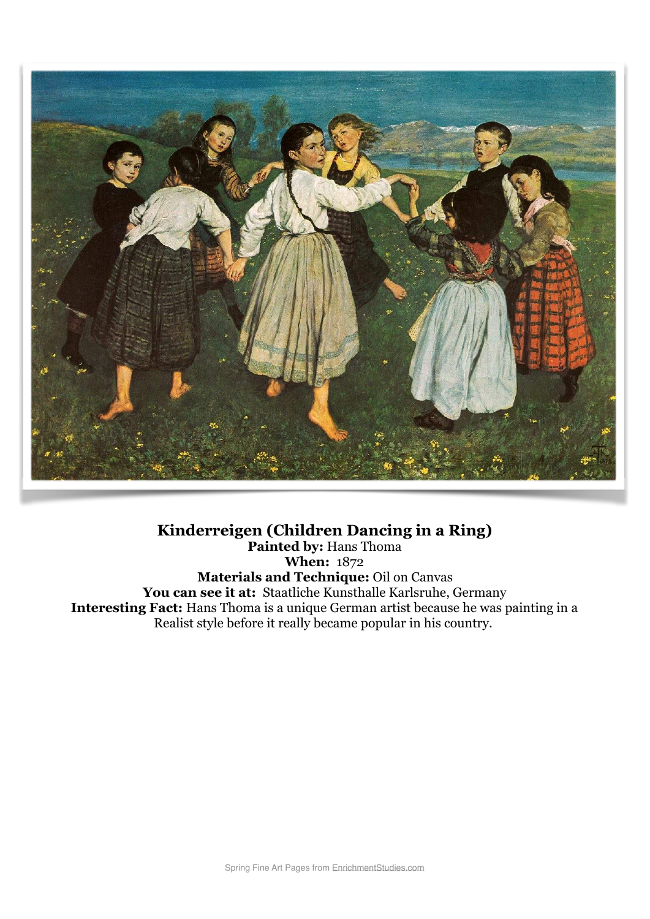**Kinderreigen (Children Dancing in a Ring)**

**Painted by:** Hans Thoma

**When:** 1872

**Materials and Technique:** Oil on Canvas

**You can see it at:** Staatliche Kunsthalle Karlsruhe, Germany

**Interesting Fact:** Hans Thoma is a unique German artist because he was painting in a Realist style before it really became popular in his country.